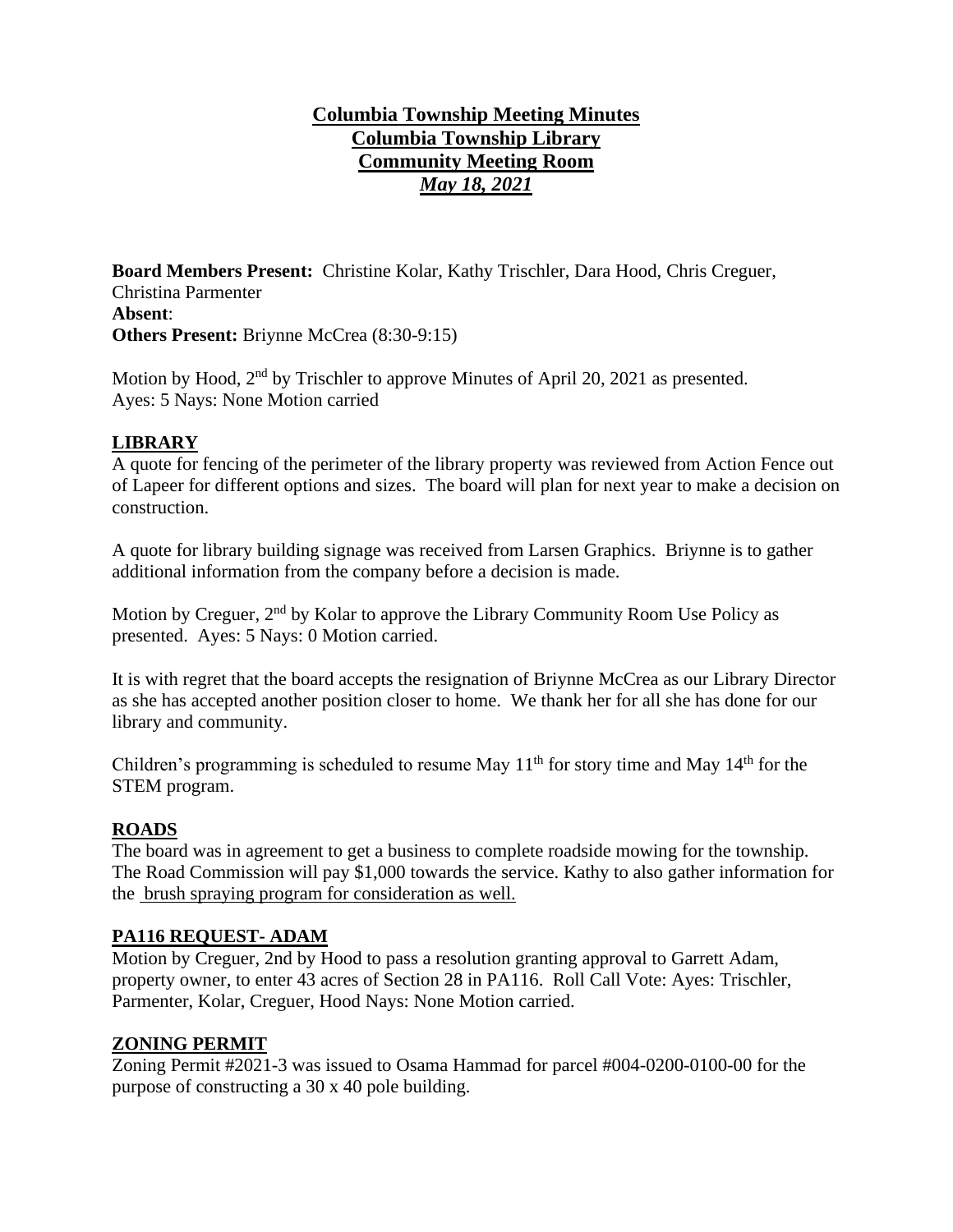# Columbia Township Meeting Minutes
# Columbia Township Library
# Community Meeting Room
# *May 18, 2021*

**Board Members Present:** Christine Kolar, Kathy Trischler, Dara Hood, Chris Creguer, Christina Parmenter
**Absent**:
**Others Present:** Briynne McCrea (8:30-9:15)

Motion by Hood, 2nd by Trischler to approve Minutes of April 20, 2021 as presented.
Ayes: 5 Nays: None Motion carried

## LIBRARY

A quote for fencing of the perimeter of the library property was reviewed from Action Fence out of Lapeer for different options and sizes. The board will plan for next year to make a decision on construction.

A quote for library building signage was received from Larsen Graphics. Briynne is to gather additional information from the company before a decision is made.

Motion by Creguer, 2nd by Kolar to approve the Library Community Room Use Policy as presented. Ayes: 5 Nays: 0 Motion carried.

It is with regret that the board accepts the resignation of Briynne McCrea as our Library Director as she has accepted another position closer to home. We thank her for all she has done for our library and community.

Children's programming is scheduled to resume May 11th for story time and May 14th for the STEM program.

## ROADS

The board was in agreement to get a business to complete roadside mowing for the township. The Road Commission will pay $1,000 towards the service. Kathy to also gather information for the brush spraying program for consideration as well.

## PA116 REQUEST- ADAM

Motion by Creguer, 2nd by Hood to pass a resolution granting approval to Garrett Adam, property owner, to enter 43 acres of Section 28 in PA116. Roll Call Vote: Ayes: Trischler, Parmenter, Kolar, Creguer, Hood Nays: None Motion carried.

## ZONING PERMIT

Zoning Permit #2021-3 was issued to Osama Hammad for parcel #004-0200-0100-00 for the purpose of constructing a 30 x 40 pole building.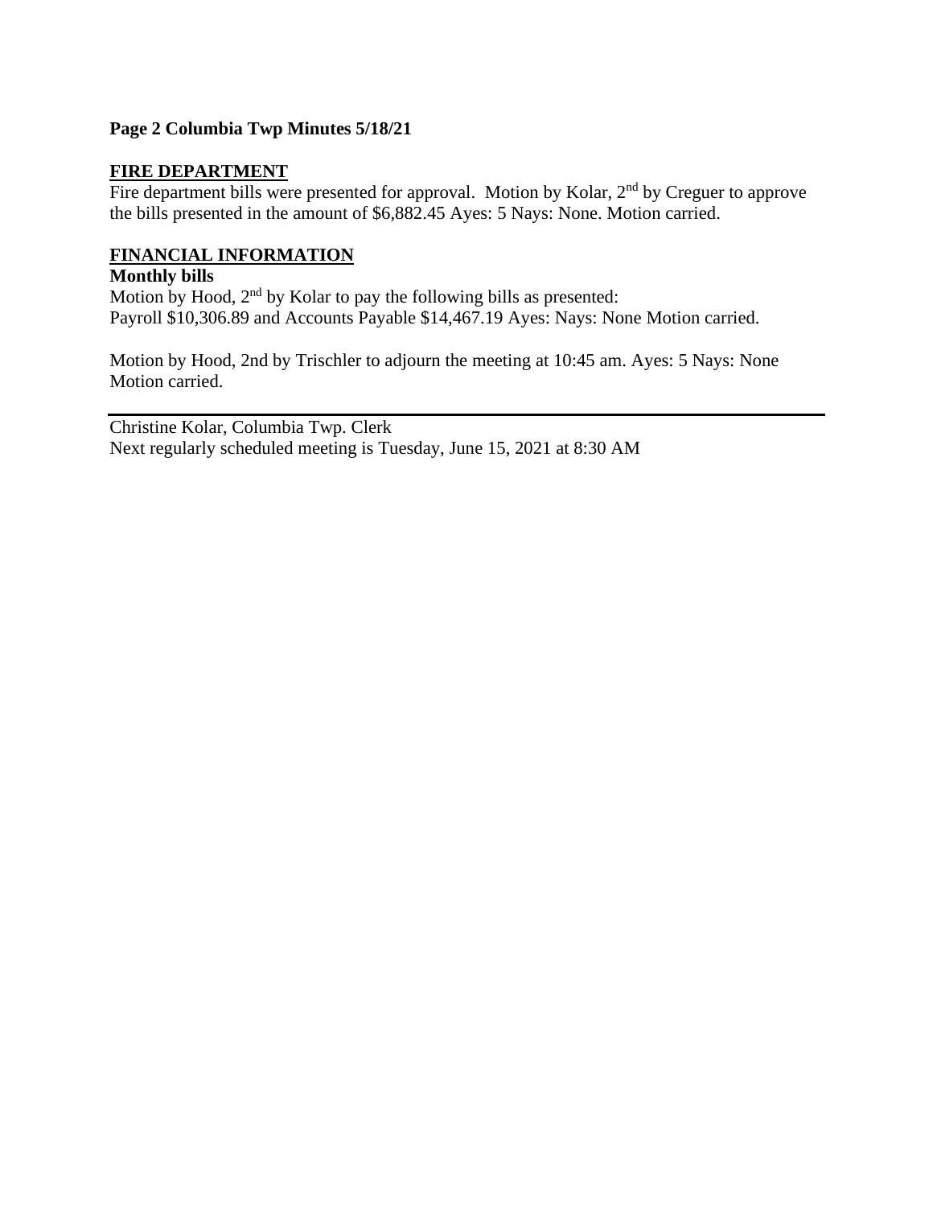**Page 2 Columbia Twp Minutes 5/18/21**

## FIRE DEPARTMENT

Fire department bills were presented for approval. Motion by Kolar, 2nd by Creguer to approve the bills presented in the amount of $6,882.45 Ayes: 5 Nays: None. Motion carried.

## FINANCIAL INFORMATION

**Monthly bills**

Motion by Hood, 2nd by Kolar to pay the following bills as presented:
Payroll $10,306.89 and Accounts Payable $14,467.19 Ayes: Nays: None Motion carried.

Motion by Hood, 2nd by Trischler to adjourn the meeting at 10:45 am. Ayes: 5 Nays: None Motion carried.

---

Christine Kolar, Columbia Twp. Clerk
Next regularly scheduled meeting is Tuesday, June 15, 2021 at 8:30 AM